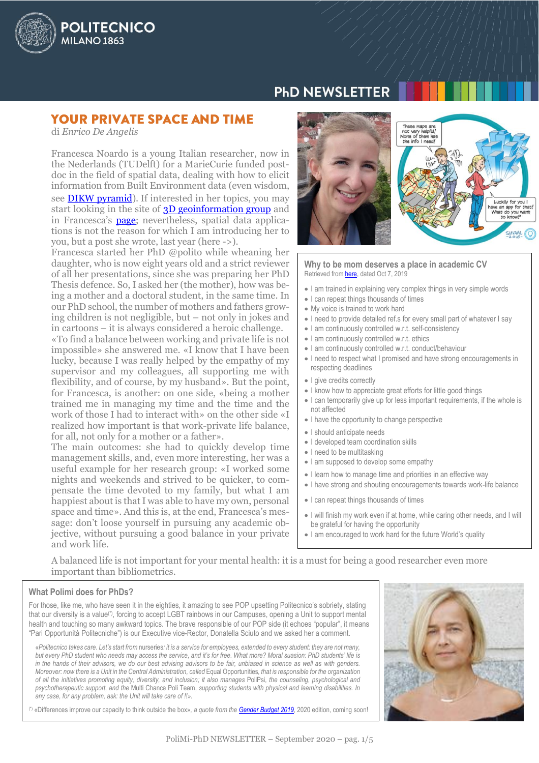# YOUR PRIVATE SPACE AND TIME

di *Enrico De Angelis*

Francesca Noardo is a young Italian researcher, now in the Nederlands (TUDelft) for a MarieCurie funded post-doc in the field of spatial data, dealing with how to elicit information from Built Environment data (even wisdom, see [DIKW pyramid]). If interested in her topics, you may start looking in the site of [3D geoinformation group] and in Francesca's [page]; nevertheless, spatial data applications is not the reason for which I am introducing her to you, but a post she wrote, last year (here ->).

Francesca started her PhD @polito while wheaning her daughter, who is now eight years old and a strict reviewer of all her presentations, since she was preparing her PhD Thesis defence. So, I asked her (the mother), how was being a mother and a doctoral student, in the same time. In our PhD school, the number of mothers and fathers growing children is not negligible, but – not only in jokes and in cartoons – it is always considered a heroic challenge.

«To find a balance between working and private life is not impossible» she answered me. «I know that I have been lucky, because I was really helped by the empathy of my supervisor and my colleagues, all supporting me with flexibility, and of course, by my husband». But the point, for Francesca, is another: on one side, «being a mother trained me in managing my time and the time and the work of those I had to interact with» on the other side «I realized how important is that work-private life balance, for all, not only for a mother or a father».

The main outcomes: she had to quickly develop time management skills, and, even more interesting, her was a useful example for her research group: «I worked some nights and weekends and strived to be quicker, to compensate the time devoted to my family, but what I am happiest about is that I was able to have my own, personal space and time». And this is, at the end, Francesca's message: don't loose yourself in pursuing any academic objective, without pursuing a good balance in your private and work life.

### Why to be mom deserves a place in academic CV

Retrieved from [here], dated Oct 7, 2019

- I am trained in explaining very complex things in very simple words
- I can repeat things thousands of times
- My voice is trained to work hard
- I need to provide detailed ref.s for every small part of whatever I say
- I am continuously controlled w.r.t. self-consistency
- I am continuously controlled w.r.t. ethics
- I am continuously controlled w.r.t. conduct/behaviour
- I need to respect what I promised and have strong encouragements in respecting deadlines
- I give credits correctly
- I know how to appreciate great efforts for little good things
- I can temporarily give up for less important requirements, if the whole is not affected
- I have the opportunity to change perspective
- I should anticipate needs
- I developed team coordination skills
- I need to be multitasking
- I am supposed to develop some empathy
- I learn how to manage time and priorities in an effective way
- I have strong and shouting encouragements towards work-life balance
- I can repeat things thousands of times
- I will finish my work even if at home, while caring other needs, and I will be grateful for having the opportunity
- I am encouraged to work hard for the future World's quality

A balanced life is not important for your mental health: it is a must for being a good researcher even more important than bibliometrics.

### What Polimi does for PhDs?

For those, like me, who have seen it in the eighties, it amazing to see POP upsetting Politecnico's sobriety, stating that our diversity is a value(\*), forcing to accept LGBT rainbows in our Campuses, opening a Unit to support mental health and touching so many awkward topics. The brave responsible of our POP side (it echoes "popular", it means "Pari Opportunità Politecniche") is our Executive vice-Rector, Donatella Sciuto and we asked her a comment.

*«Politecnico takes care. Let's start from nurseries: it is a service for every student: they are not many, but every PhD student who needs may access the service, and it's for free. What more? Moral suasion: PhD students' life is in the hands of their advisors, we do our best advising advisors to be fair, unbiased in science as well as with genders. Moreover: now there is a Unit in the Central Administration, called* Equal Opportunities*, that is responsible for the organization of all the initiatives promoting equity, diversity, and inclusion; it also manages* PoliPsi*, the counseling, psychological and psychotherapeutic support, and the* Multi Chance Poli Team*, supporting students with physical and learning disabilities. In any case, for any problem, ask: the Unit will take care of !!».*

(\*) «Differences improve our capacity to think outside the box», *a quote from the* [*Gender Budget 2019*], 2020 edition, coming soon!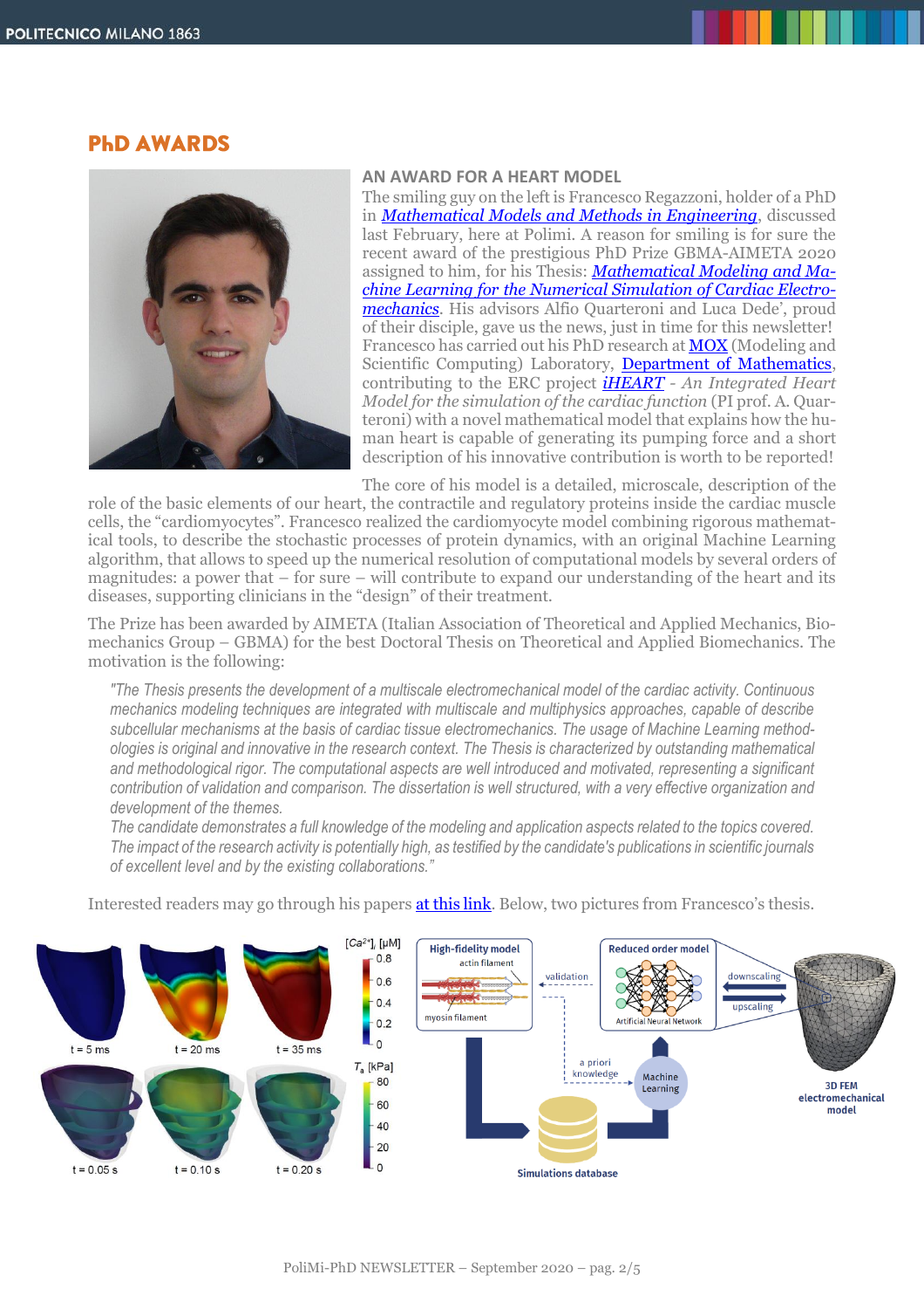## PhD AWARDS

### AN AWARD FOR A HEART MODEL

The smiling guy on the left is Francesco Regazzoni, holder of a PhD in *Mathematical Models and Methods in Engineering*, discussed last February, here at Polimi. A reason for smiling is for sure the recent award of the prestigious PhD Prize GBMA-AIMETA 2020 assigned to him, for his Thesis: *Mathematical Modeling and Machine Learning for the Numerical Simulation of Cardiac Electromechanics*. His advisors Alfio Quarteroni and Luca Dede', proud of their disciple, gave us the news, just in time for this newsletter! Francesco has carried out his PhD research at MOX (Modeling and Scientific Computing) Laboratory, Department of Mathematics, contributing to the ERC project *iHEART - An Integrated Heart Model for the simulation of the cardiac function* (PI prof. A. Quarteroni) with a novel mathematical model that explains how the human heart is capable of generating its pumping force and a short description of his innovative contribution is worth to be reported!

The core of his model is a detailed, microscale, description of the role of the basic elements of our heart, the contractile and regulatory proteins inside the cardiac muscle cells, the "cardiomyocytes". Francesco realized the cardiomyocyte model combining rigorous mathematical tools, to describe the stochastic processes of protein dynamics, with an original Machine Learning algorithm, that allows to speed up the numerical resolution of computational models by several orders of magnitudes: a power that – for sure – will contribute to expand our understanding of the heart and its diseases, supporting clinicians in the "design" of their treatment.

The Prize has been awarded by AIMETA (Italian Association of Theoretical and Applied Mechanics, Biomechanics Group – GBMA) for the best Doctoral Thesis on Theoretical and Applied Biomechanics. The motivation is the following:

> *"The Thesis presents the development of a multiscale electromechanical model of the cardiac activity. Continuous mechanics modeling techniques are integrated with multiscale and multiphysics approaches, capable of describe subcellular mechanisms at the basis of cardiac tissue electromechanics. The usage of Machine Learning methodologies is original and innovative in the research context. The Thesis is characterized by outstanding mathematical and methodological rigor. The computational aspects are well introduced and motivated, representing a significant contribution of validation and comparison. The dissertation is well structured, with a very effective organization and development of the themes.*
> *The candidate demonstrates a full knowledge of the modeling and application aspects related to the topics covered. The impact of the research activity is potentially high, as testified by the candidate's publications in scientific journals of excellent level and by the existing collaborations."*

Interested readers may go through his papers at this link. Below, two pictures from Francesco's thesis.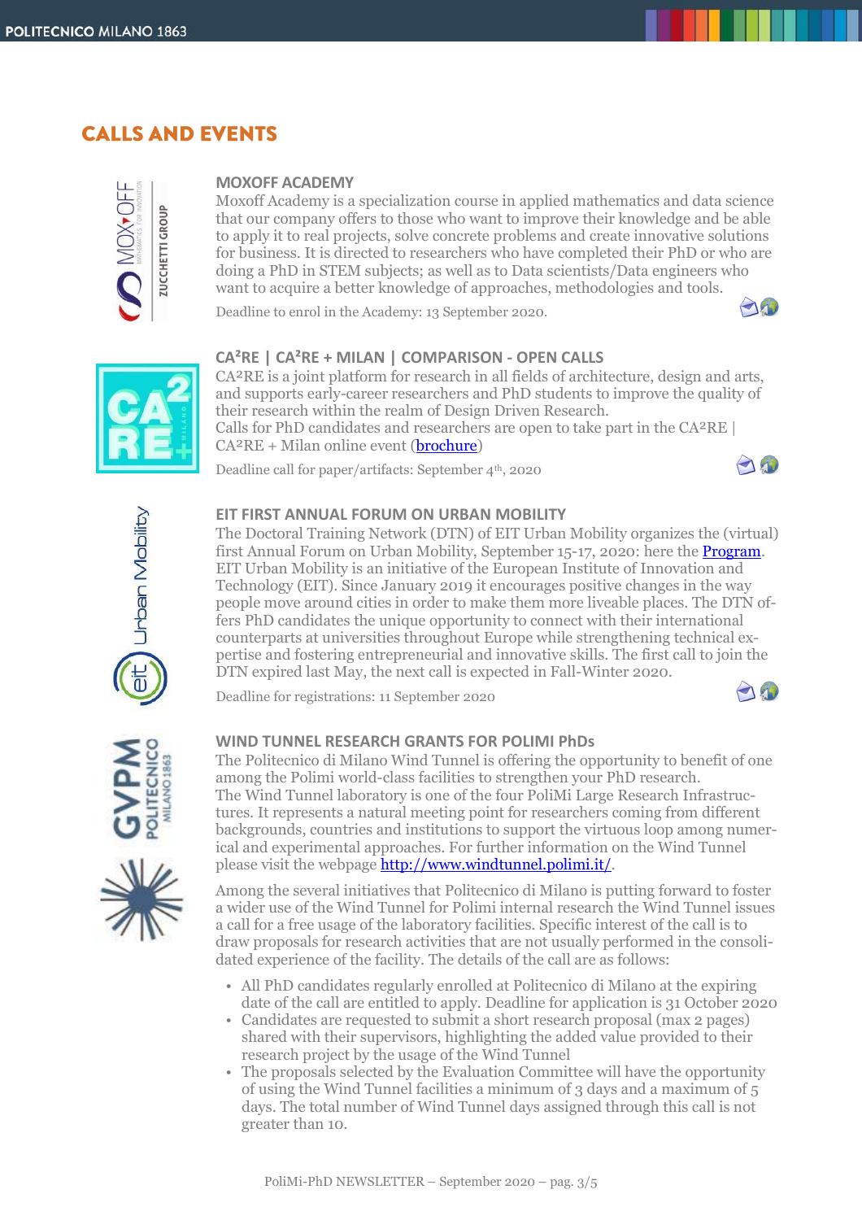# CALLS AND EVENTS

### MOXOFF ACADEMY

Moxoff Academy is a specialization course in applied mathematics and data science that our company offers to those who want to improve their knowledge and be able to apply it to real projects, solve concrete problems and create innovative solutions for business. It is directed to researchers who have completed their PhD or who are doing a PhD in STEM subjects; as well as to Data scientists/Data engineers who want to acquire a better knowledge of approaches, methodologies and tools.

Deadline to enrol in the Academy: 13 September 2020.

### CA²RE | CA²RE + MILAN | COMPARISON - OPEN CALLS

CA²RE is a joint platform for research in all fields of architecture, design and arts, and supports early-career researchers and PhD students to improve the quality of their research within the realm of Design Driven Research.
Calls for PhD candidates and researchers are open to take part in the CA²RE | CA²RE + Milan online event (brochure)

Deadline call for paper/artifacts: September 4th, 2020

### EIT FIRST ANNUAL FORUM ON URBAN MOBILITY

The Doctoral Training Network (DTN) of EIT Urban Mobility organizes the (virtual) first Annual Forum on Urban Mobility, September 15-17, 2020: here the Program. EIT Urban Mobility is an initiative of the European Institute of Innovation and Technology (EIT). Since January 2019 it encourages positive changes in the way people move around cities in order to make them more liveable places. The DTN offers PhD candidates the unique opportunity to connect with their international counterparts at universities throughout Europe while strengthening technical expertise and fostering entrepreneurial and innovative skills. The first call to join the DTN expired last May, the next call is expected in Fall-Winter 2020.

Deadline for registrations: 11 September 2020

### WIND TUNNEL RESEARCH GRANTS FOR POLIMI PhDs

The Politecnico di Milano Wind Tunnel is offering the opportunity to benefit of one among the Polimi world-class facilities to strengthen your PhD research.
The Wind Tunnel laboratory is one of the four PoliMi Large Research Infrastructures. It represents a natural meeting point for researchers coming from different backgrounds, countries and institutions to support the virtuous loop among numerical and experimental approaches. For further information on the Wind Tunnel please visit the webpage http://www.windtunnel.polimi.it/.

Among the several initiatives that Politecnico di Milano is putting forward to foster a wider use of the Wind Tunnel for Polimi internal research the Wind Tunnel issues a call for a free usage of the laboratory facilities. Specific interest of the call is to draw proposals for research activities that are not usually performed in the consolidated experience of the facility. The details of the call are as follows:

- All PhD candidates regularly enrolled at Politecnico di Milano at the expiring date of the call are entitled to apply. Deadline for application is 31 October 2020
- Candidates are requested to submit a short research proposal (max 2 pages) shared with their supervisors, highlighting the added value provided to their research project by the usage of the Wind Tunnel
- The proposals selected by the Evaluation Committee will have the opportunity of using the Wind Tunnel facilities a minimum of 3 days and a maximum of 5 days. The total number of Wind Tunnel days assigned through this call is not greater than 10.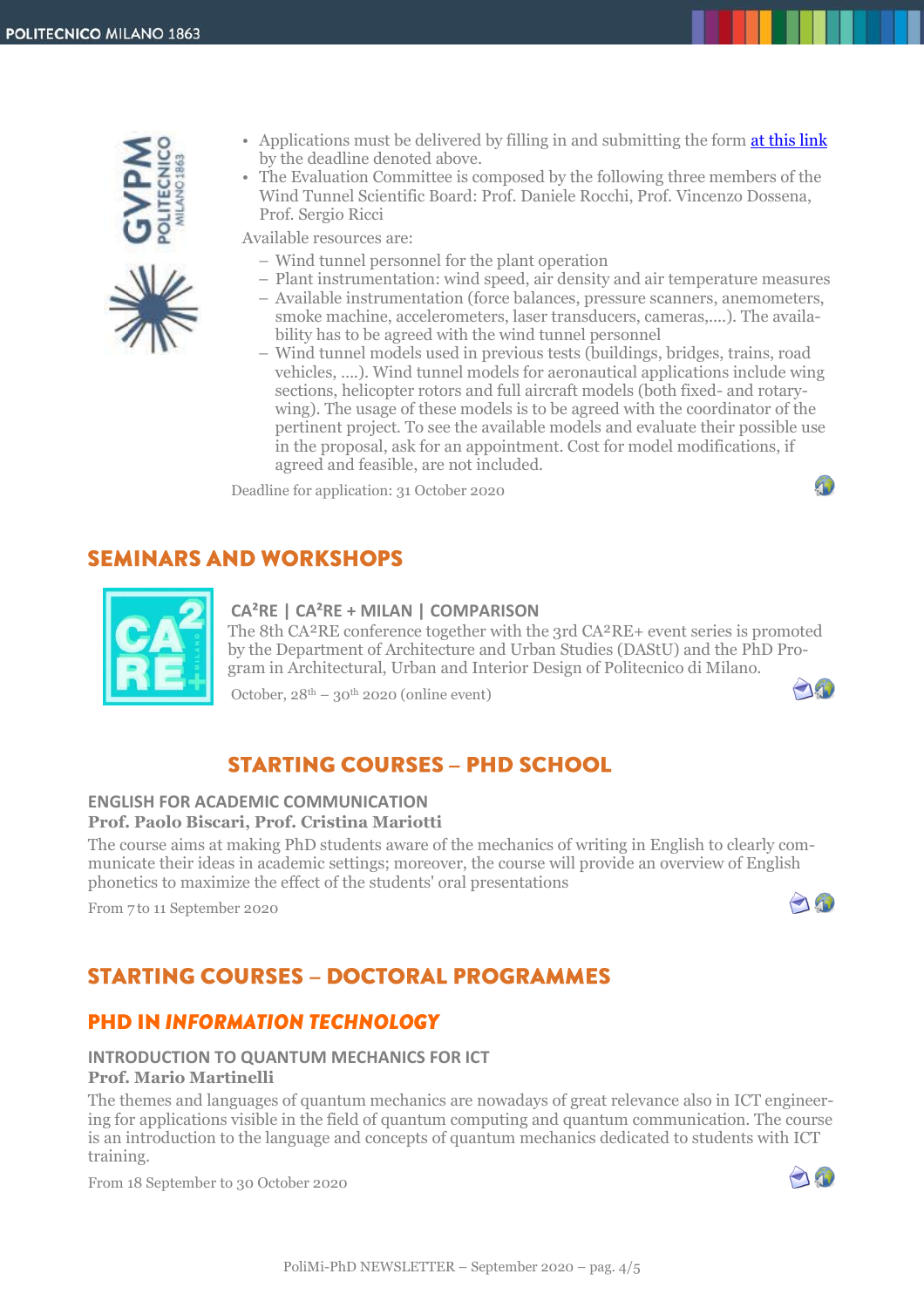- Applications must be delivered by filling in and submitting the form [at this link] by the deadline denoted above.
- The Evaluation Committee is composed by the following three members of the Wind Tunnel Scientific Board: Prof. Daniele Rocchi, Prof. Vincenzo Dossena, Prof. Sergio Ricci

Available resources are:

- Wind tunnel personnel for the plant operation
- Plant instrumentation: wind speed, air density and air temperature measures
- Available instrumentation (force balances, pressure scanners, anemometers, smoke machine, accelerometers, laser transducers, cameras,....). The availability has to be agreed with the wind tunnel personnel
- Wind tunnel models used in previous tests (buildings, bridges, trains, road vehicles, ....). Wind tunnel models for aeronautical applications include wing sections, helicopter rotors and full aircraft models (both fixed- and rotary-wing). The usage of these models is to be agreed with the coordinator of the pertinent project. To see the available models and evaluate their possible use in the proposal, ask for an appointment. Cost for model modifications, if agreed and feasible, are not included.

Deadline for application: 31 October 2020

## SEMINARS AND WORKSHOPS

### CA²RE | CA²RE + MILAN | COMPARISON

The 8th CA²RE conference together with the 3rd CA²RE+ event series is promoted by the Department of Architecture and Urban Studies (DAStU) and the PhD Program in Architectural, Urban and Interior Design of Politecnico di Milano.

October, 28th – 30th 2020 (online event)

## STARTING COURSES – PHD SCHOOL

### ENGLISH FOR ACADEMIC COMMUNICATION

**Prof. Paolo Biscari, Prof. Cristina Mariotti**

The course aims at making PhD students aware of the mechanics of writing in English to clearly communicate their ideas in academic settings; moreover, the course will provide an overview of English phonetics to maximize the effect of the students' oral presentations

From 7 to 11 September 2020

## STARTING COURSES – DOCTORAL PROGRAMMES

## PHD IN *INFORMATION TECHNOLOGY*

### INTRODUCTION TO QUANTUM MECHANICS FOR ICT

**Prof. Mario Martinelli**

The themes and languages of quantum mechanics are nowadays of great relevance also in ICT engineering for applications visible in the field of quantum computing and quantum communication. The course is an introduction to the language and concepts of quantum mechanics dedicated to students with ICT training.

From 18 September to 30 October 2020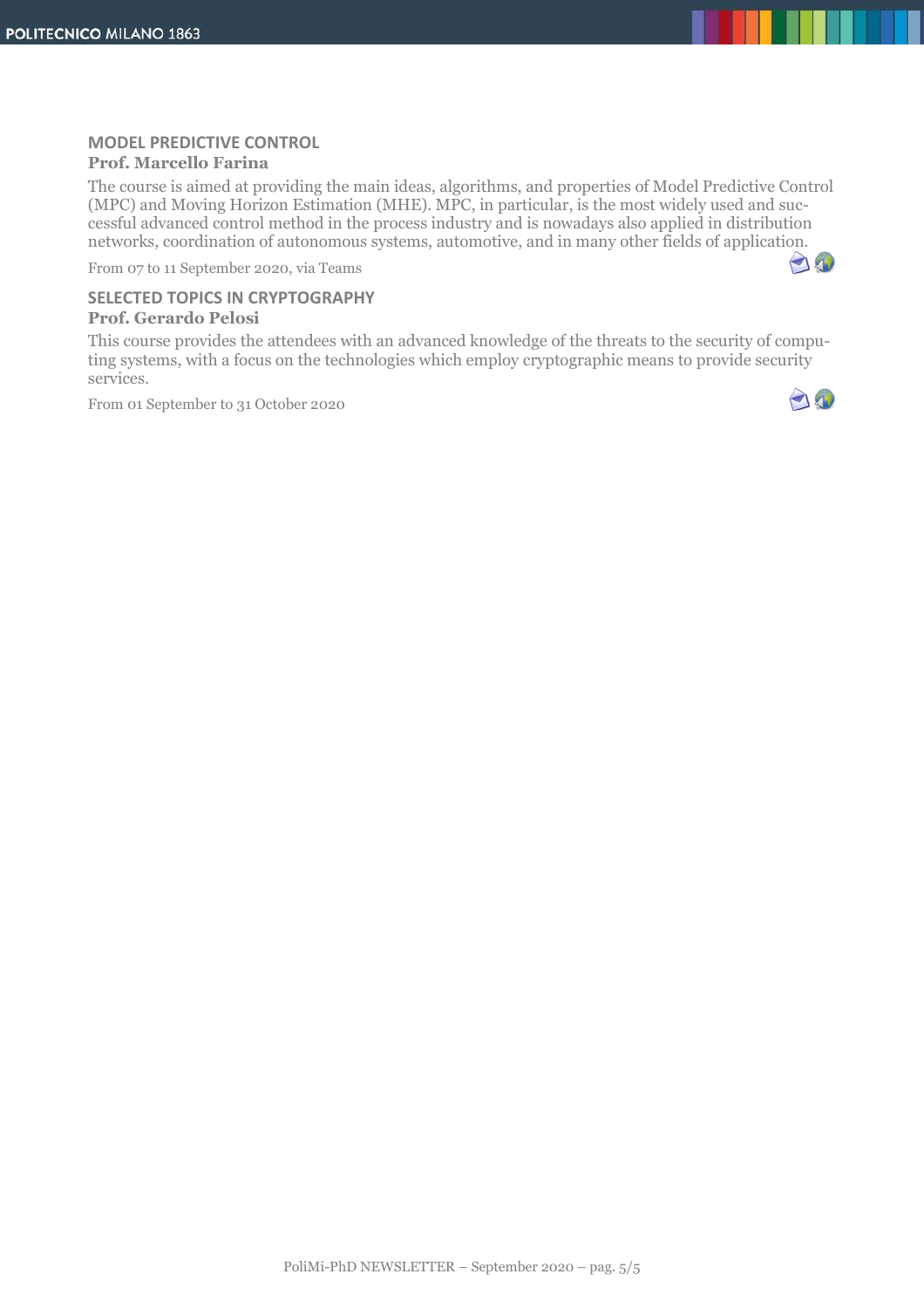### MODEL PREDICTIVE CONTROL

**Prof. Marcello Farina**

The course is aimed at providing the main ideas, algorithms, and properties of Model Predictive Control (MPC) and Moving Horizon Estimation (MHE). MPC, in particular, is the most widely used and successful advanced control method in the process industry and is nowadays also applied in distribution networks, coordination of autonomous systems, automotive, and in many other fields of application.

From 07 to 11 September 2020, via Teams

### SELECTED TOPICS IN CRYPTOGRAPHY

**Prof. Gerardo Pelosi**

This course provides the attendees with an advanced knowledge of the threats to the security of computing systems, with a focus on the technologies which employ cryptographic means to provide security services.

From 01 September to 31 October 2020